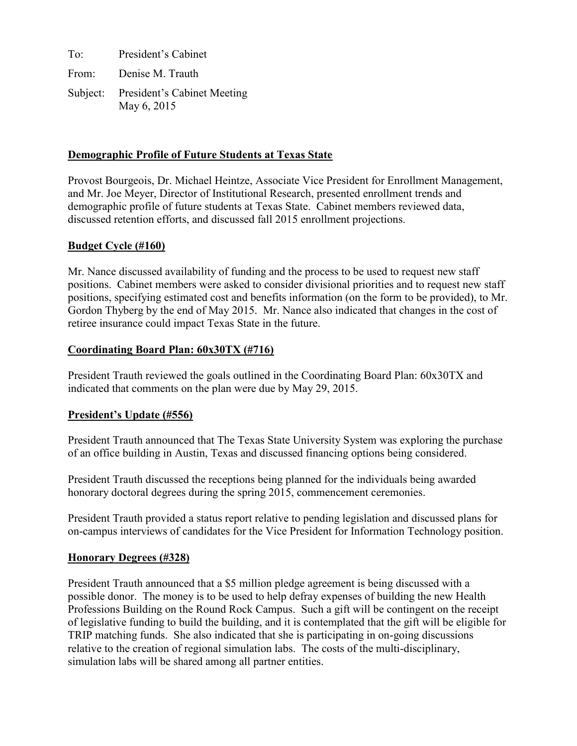To: President's Cabinet

From: Denise M. Trauth

Subject: President's Cabinet Meeting
May 6, 2015

**Demographic Profile of Future Students at Texas State**

Provost Bourgeois, Dr. Michael Heintze, Associate Vice President for Enrollment Management, and Mr. Joe Meyer, Director of Institutional Research, presented enrollment trends and demographic profile of future students at Texas State. Cabinet members reviewed data, discussed retention efforts, and discussed fall 2015 enrollment projections.

**Budget Cycle (#160)**

Mr. Nance discussed availability of funding and the process to be used to request new staff positions. Cabinet members were asked to consider divisional priorities and to request new staff positions, specifying estimated cost and benefits information (on the form to be provided), to Mr. Gordon Thyberg by the end of May 2015. Mr. Nance also indicated that changes in the cost of retiree insurance could impact Texas State in the future.

**Coordinating Board Plan: 60x30TX (#716)**

President Trauth reviewed the goals outlined in the Coordinating Board Plan: 60x30TX and indicated that comments on the plan were due by May 29, 2015.

**President's Update (#556)**

President Trauth announced that The Texas State University System was exploring the purchase of an office building in Austin, Texas and discussed financing options being considered.

President Trauth discussed the receptions being planned for the individuals being awarded honorary doctoral degrees during the spring 2015, commencement ceremonies.

President Trauth provided a status report relative to pending legislation and discussed plans for on-campus interviews of candidates for the Vice President for Information Technology position.

**Honorary Degrees (#328)**

President Trauth announced that a $5 million pledge agreement is being discussed with a possible donor. The money is to be used to help defray expenses of building the new Health Professions Building on the Round Rock Campus. Such a gift will be contingent on the receipt of legislative funding to build the building, and it is contemplated that the gift will be eligible for TRIP matching funds. She also indicated that she is participating in on-going discussions relative to the creation of regional simulation labs. The costs of the multi-disciplinary, simulation labs will be shared among all partner entities.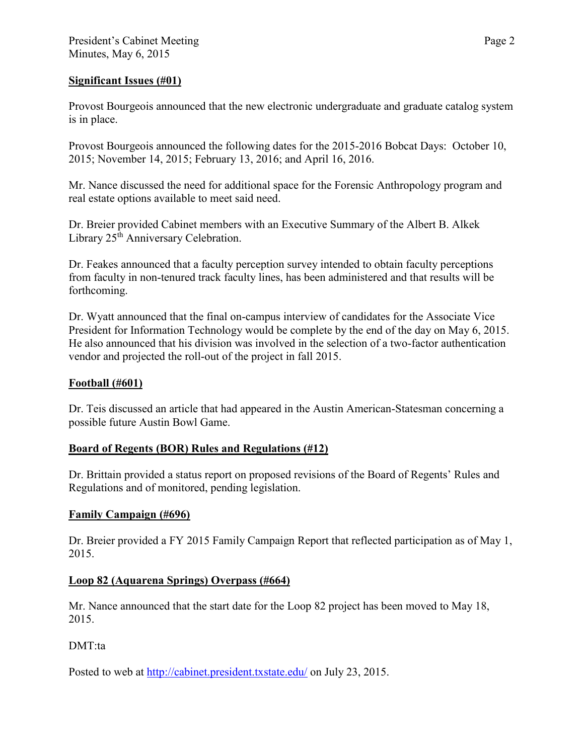## Significant Issues (#01)

Provost Bourgeois announced that the new electronic undergraduate and graduate catalog system is in place.

Provost Bourgeois announced the following dates for the 2015-2016 Bobcat Days: October 10, 2015; November 14, 2015; February 13, 2016; and April 16, 2016.

Mr. Nance discussed the need for additional space for the Forensic Anthropology program and real estate options available to meet said need.

Dr. Breier provided Cabinet members with an Executive Summary of the Albert B. Alkek Library 25th Anniversary Celebration.

Dr. Feakes announced that a faculty perception survey intended to obtain faculty perceptions from faculty in non-tenured track faculty lines, has been administered and that results will be forthcoming.

Dr. Wyatt announced that the final on-campus interview of candidates for the Associate Vice President for Information Technology would be complete by the end of the day on May 6, 2015. He also announced that his division was involved in the selection of a two-factor authentication vendor and projected the roll-out of the project in fall 2015.

## Football (#601)

Dr. Teis discussed an article that had appeared in the Austin American-Statesman concerning a possible future Austin Bowl Game.

## Board of Regents (BOR) Rules and Regulations (#12)

Dr. Brittain provided a status report on proposed revisions of the Board of Regents' Rules and Regulations and of monitored, pending legislation.

## Family Campaign (#696)

Dr. Breier provided a FY 2015 Family Campaign Report that reflected participation as of May 1, 2015.

## Loop 82 (Aquarena Springs) Overpass (#664)

Mr. Nance announced that the start date for the Loop 82 project has been moved to May 18, 2015.

DMT:ta

Posted to web at http://cabinet.president.txstate.edu/ on July 23, 2015.